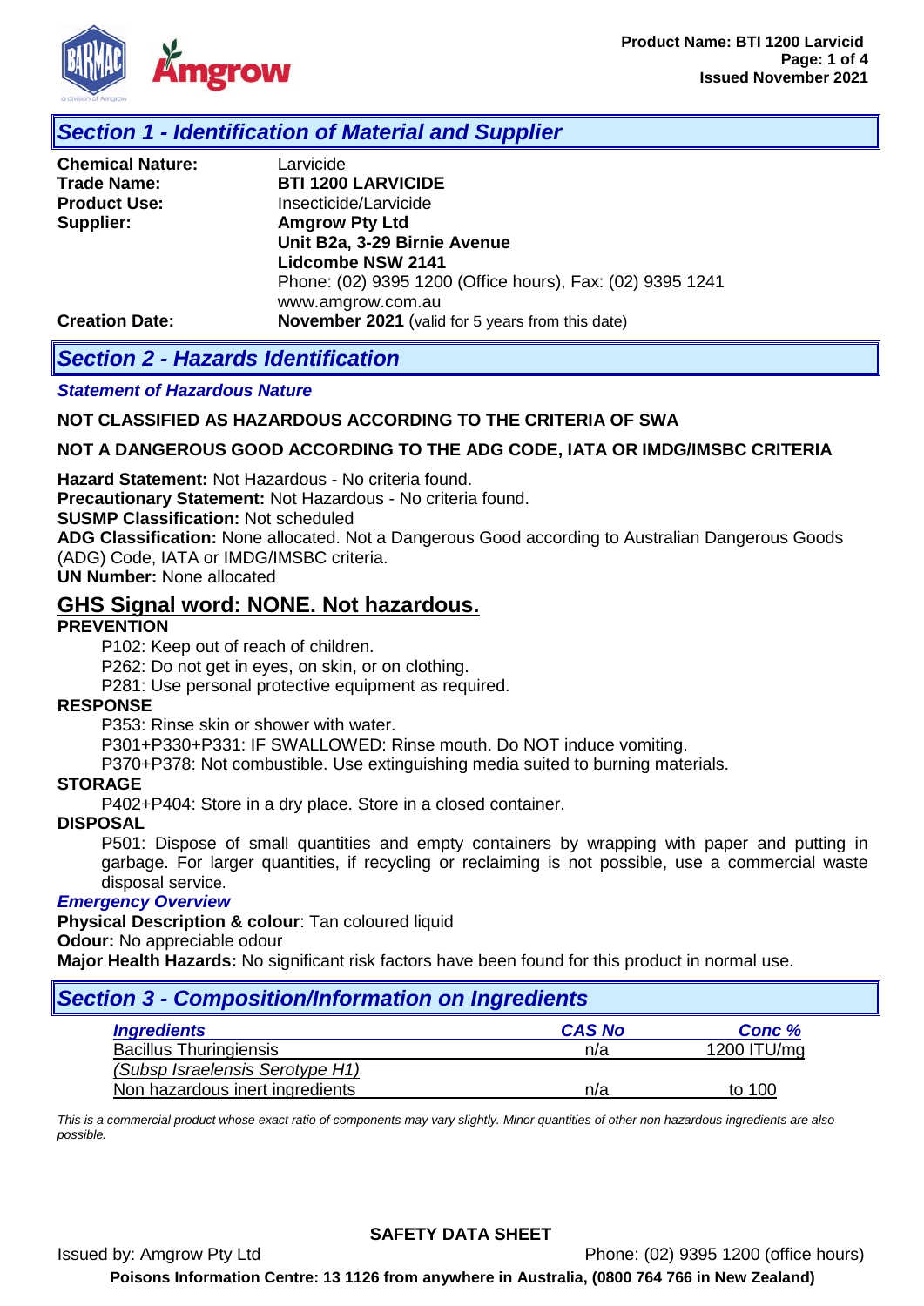## Section 1 - Identification of Material and Supplier

**Chemical Nature:** Larvicide
**Trade Name:** **BTI 1200 LARVICIDE**
**Product Use:** Insecticide/Larvicide
**Supplier:** **Amgrow Pty Ltd**
**Unit B2a, 3-29 Birnie Avenue**
**Lidcombe NSW 2141**
Phone: (02) 9395 1200 (Office hours), Fax: (02) 9395 1241
www.amgrow.com.au
**Creation Date:** **November 2021** (valid for 5 years from this date)

## Section 2 - Hazards Identification

***Statement of Hazardous Nature***

**NOT CLASSIFIED AS HAZARDOUS ACCORDING TO THE CRITERIA OF SWA**

**NOT A DANGEROUS GOOD ACCORDING TO THE ADG CODE, IATA OR IMDG/IMSBC CRITERIA**

**Hazard Statement:** Not Hazardous - No criteria found.
**Precautionary Statement:** Not Hazardous - No criteria found.
**SUSMP Classification:** Not scheduled
**ADG Classification:** None allocated. Not a Dangerous Good according to Australian Dangerous Goods (ADG) Code, IATA or IMDG/IMSBC criteria.
**UN Number:** None allocated

### GHS Signal word: NONE. Not hazardous.

**PREVENTION**

P102: Keep out of reach of children.
P262: Do not get in eyes, on skin, or on clothing.
P281: Use personal protective equipment as required.

**RESPONSE**

P353: Rinse skin or shower with water.
P301+P330+P331: IF SWALLOWED: Rinse mouth. Do NOT induce vomiting.
P370+P378: Not combustible. Use extinguishing media suited to burning materials.

**STORAGE**

P402+P404: Store in a dry place. Store in a closed container.

**DISPOSAL**

P501: Dispose of small quantities and empty containers by wrapping with paper and putting in garbage. For larger quantities, if recycling or reclaiming is not possible, use a commercial waste disposal service.

***Emergency Overview***

**Physical Description & colour**: Tan coloured liquid
**Odour:** No appreciable odour
**Major Health Hazards:** No significant risk factors have been found for this product in normal use.

## Section 3 - Composition/Information on Ingredients

| *Ingredients* | *CAS No* | *Conc %* |
|---|---|---|
| Bacillus Thuringiensis *(Subsp Israelensis Serotype H1)* | n/a | 1200 ITU/mg |
| Non hazardous inert ingredients | n/a | to 100 |

*This is a commercial product whose exact ratio of components may vary slightly. Minor quantities of other non hazardous ingredients are also possible.*

**SAFETY DATA SHEET**

Issued by: Amgrow Pty Ltd Phone: (02) 9395 1200 (office hours)

**Poisons Information Centre: 13 1126 from anywhere in Australia, (0800 764 766 in New Zealand)**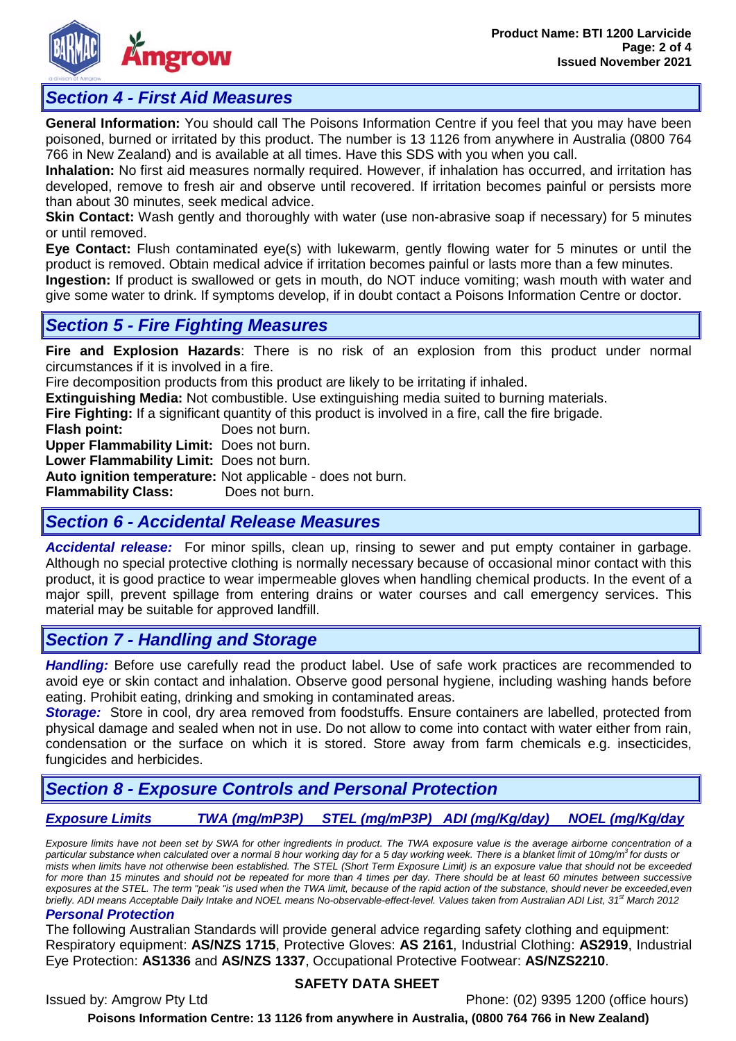## Section 4 - First Aid Measures

**General Information:** You should call The Poisons Information Centre if you feel that you may have been poisoned, burned or irritated by this product. The number is 13 1126 from anywhere in Australia (0800 764 766 in New Zealand) and is available at all times. Have this SDS with you when you call.

**Inhalation:** No first aid measures normally required. However, if inhalation has occurred, and irritation has developed, remove to fresh air and observe until recovered. If irritation becomes painful or persists more than about 30 minutes, seek medical advice.

**Skin Contact:** Wash gently and thoroughly with water (use non-abrasive soap if necessary) for 5 minutes or until removed.

**Eye Contact:** Flush contaminated eye(s) with lukewarm, gently flowing water for 5 minutes or until the product is removed. Obtain medical advice if irritation becomes painful or lasts more than a few minutes.

**Ingestion:** If product is swallowed or gets in mouth, do NOT induce vomiting; wash mouth with water and give some water to drink. If symptoms develop, if in doubt contact a Poisons Information Centre or doctor.

## Section 5 - Fire Fighting Measures

**Fire and Explosion Hazards**: There is no risk of an explosion from this product under normal circumstances if it is involved in a fire.

Fire decomposition products from this product are likely to be irritating if inhaled.

**Extinguishing Media:** Not combustible. Use extinguishing media suited to burning materials.

**Fire Fighting:** If a significant quantity of this product is involved in a fire, call the fire brigade.

**Flash point:** Does not burn.
**Upper Flammability Limit:** Does not burn.
**Lower Flammability Limit:** Does not burn.
**Auto ignition temperature:** Not applicable - does not burn.
**Flammability Class:** Does not burn.

## Section 6 - Accidental Release Measures

***Accidental release:*** For minor spills, clean up, rinsing to sewer and put empty container in garbage. Although no special protective clothing is normally necessary because of occasional minor contact with this product, it is good practice to wear impermeable gloves when handling chemical products. In the event of a major spill, prevent spillage from entering drains or water courses and call emergency services. This material may be suitable for approved landfill.

## Section 7 - Handling and Storage

***Handling:*** Before use carefully read the product label. Use of safe work practices are recommended to avoid eye or skin contact and inhalation. Observe good personal hygiene, including washing hands before eating. Prohibit eating, drinking and smoking in contaminated areas.

***Storage:*** Store in cool, dry area removed from foodstuffs. Ensure containers are labelled, protected from physical damage and sealed when not in use. Do not allow to come into contact with water either from rain, condensation or the surface on which it is stored. Store away from farm chemicals e.g. insecticides, fungicides and herbicides.

## Section 8 - Exposure Controls and Personal Protection

| Exposure Limits | TWA (mg/mP3P) | STEL (mg/mP3P) | ADI (mg/Kg/day) | NOEL (mg/Kg/day |
|---|---|---|---|---|

*Exposure limits have not been set by SWA for other ingredients in product. The TWA exposure value is the average airborne concentration of a particular substance when calculated over a normal 8 hour working day for a 5 day working week. There is a blanket limit of 10mg/m$^3$ for dusts or mists when limits have not otherwise been established. The STEL (Short Term Exposure Limit) is an exposure value that should not be exceeded for more than 15 minutes and should not be repeated for more than 4 times per day. There should be at least 60 minutes between successive exposures at the STEL. The term "peak "is used when the TWA limit, because of the rapid action of the substance, should never be exceeded,even briefly. ADI means Acceptable Daily Intake and NOEL means No-observable-effect-level. Values taken from Australian ADI List, 31st March 2012*

***Personal Protection***

The following Australian Standards will provide general advice regarding safety clothing and equipment: Respiratory equipment: **AS/NZS 1715**, Protective Gloves: **AS 2161**, Industrial Clothing: **AS2919**, Industrial Eye Protection: **AS1336** and **AS/NZS 1337**, Occupational Protective Footwear: **AS/NZS2210**.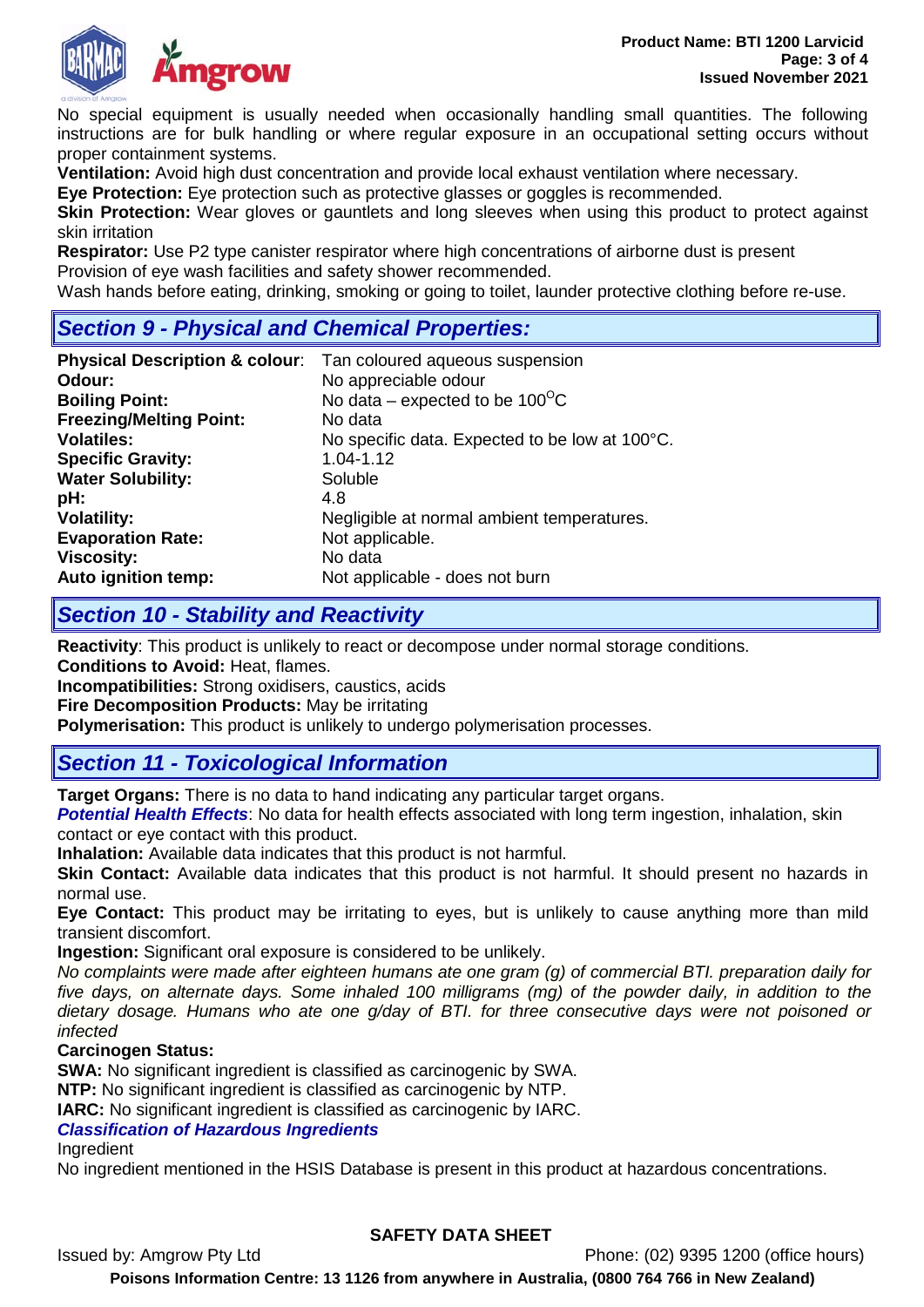No special equipment is usually needed when occasionally handling small quantities. The following instructions are for bulk handling or where regular exposure in an occupational setting occurs without proper containment systems.

**Ventilation:** Avoid high dust concentration and provide local exhaust ventilation where necessary.

**Eye Protection:** Eye protection such as protective glasses or goggles is recommended.

**Skin Protection:** Wear gloves or gauntlets and long sleeves when using this product to protect against skin irritation

**Respirator:** Use P2 type canister respirator where high concentrations of airborne dust is present
Provision of eye wash facilities and safety shower recommended.

Wash hands before eating, drinking, smoking or going to toilet, launder protective clothing before re-use.

## *Section 9 - Physical and Chemical Properties:*

| | |
|---|---|
| **Physical Description & colour**: | Tan coloured aqueous suspension |
| **Odour:** | No appreciable odour |
| **Boiling Point:** | No data – expected to be 100°C |
| **Freezing/Melting Point:** | No data |
| **Volatiles:** | No specific data. Expected to be low at 100°C. |
| **Specific Gravity:** | 1.04-1.12 |
| **Water Solubility:** | Soluble |
| **pH:** | 4.8 |
| **Volatility:** | Negligible at normal ambient temperatures. |
| **Evaporation Rate:** | Not applicable. |
| **Viscosity:** | No data |
| **Auto ignition temp:** | Not applicable - does not burn |

## *Section 10 - Stability and Reactivity*

**Reactivity**: This product is unlikely to react or decompose under normal storage conditions.

**Conditions to Avoid:** Heat, flames.

**Incompatibilities:** Strong oxidisers, caustics, acids

**Fire Decomposition Products:** May be irritating

**Polymerisation:** This product is unlikely to undergo polymerisation processes.

## *Section 11 - Toxicological Information*

**Target Organs:** There is no data to hand indicating any particular target organs.

***Potential Health Effects***: No data for health effects associated with long term ingestion, inhalation, skin contact or eye contact with this product.

**Inhalation:** Available data indicates that this product is not harmful.

**Skin Contact:** Available data indicates that this product is not harmful. It should present no hazards in normal use.

**Eye Contact:** This product may be irritating to eyes, but is unlikely to cause anything more than mild transient discomfort.

**Ingestion:** Significant oral exposure is considered to be unlikely.

*No complaints were made after eighteen humans ate one gram (g) of commercial BTI. preparation daily for five days, on alternate days. Some inhaled 100 milligrams (mg) of the powder daily, in addition to the dietary dosage. Humans who ate one g/day of BTI. for three consecutive days were not poisoned or infected*

**Carcinogen Status:**

**SWA:** No significant ingredient is classified as carcinogenic by SWA.

**NTP:** No significant ingredient is classified as carcinogenic by NTP.

**IARC:** No significant ingredient is classified as carcinogenic by IARC.

***Classification of Hazardous Ingredients***

Ingredient

No ingredient mentioned in the HSIS Database is present in this product at hazardous concentrations.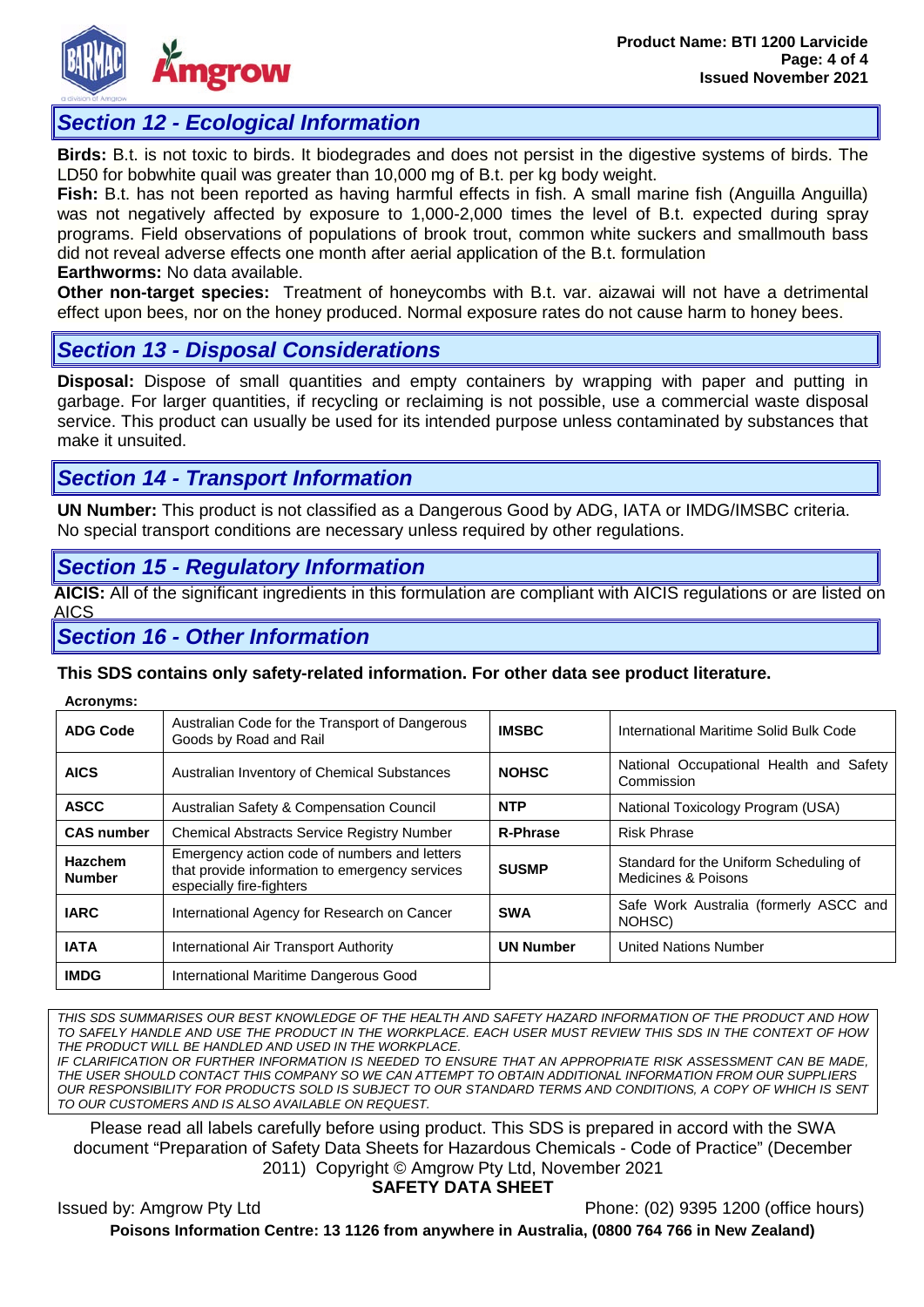## Section 12 - Ecological Information

**Birds:** B.t. is not toxic to birds. It biodegrades and does not persist in the digestive systems of birds. The LD50 for bobwhite quail was greater than 10,000 mg of B.t. per kg body weight.

**Fish:** B.t. has not been reported as having harmful effects in fish. A small marine fish (Anguilla Anguilla) was not negatively affected by exposure to 1,000-2,000 times the level of B.t. expected during spray programs. Field observations of populations of brook trout, common white suckers and smallmouth bass did not reveal adverse effects one month after aerial application of the B.t. formulation

**Earthworms:** No data available.

**Other non-target species:** Treatment of honeycombs with B.t. var. aizawai will not have a detrimental effect upon bees, nor on the honey produced. Normal exposure rates do not cause harm to honey bees.

## Section 13 - Disposal Considerations

**Disposal:** Dispose of small quantities and empty containers by wrapping with paper and putting in garbage. For larger quantities, if recycling or reclaiming is not possible, use a commercial waste disposal service. This product can usually be used for its intended purpose unless contaminated by substances that make it unsuited.

## Section 14 - Transport Information

**UN Number:** This product is not classified as a Dangerous Good by ADG, IATA or IMDG/IMSBC criteria. No special transport conditions are necessary unless required by other regulations.

## Section 15 - Regulatory Information

**AICIS:** All of the significant ingredients in this formulation are compliant with AICIS regulations or are listed on AICS

## Section 16 - Other Information

**This SDS contains only safety-related information. For other data see product literature.**

**Acronyms:**

| | | | |
|---|---|---|---|
| **ADG Code** | Australian Code for the Transport of Dangerous Goods by Road and Rail | **IMSBC** | International Maritime Solid Bulk Code |
| **AICS** | Australian Inventory of Chemical Substances | **NOHSC** | National Occupational Health and Safety Commission |
| **ASCC** | Australian Safety & Compensation Council | **NTP** | National Toxicology Program (USA) |
| **CAS number** | Chemical Abstracts Service Registry Number | **R-Phrase** | Risk Phrase |
| **Hazchem Number** | Emergency action code of numbers and letters that provide information to emergency services especially fire-fighters | **SUSMP** | Standard for the Uniform Scheduling of Medicines & Poisons |
| **IARC** | International Agency for Research on Cancer | **SWA** | Safe Work Australia (formerly ASCC and NOHSC) |
| **IATA** | International Air Transport Authority | **UN Number** | United Nations Number |
| **IMDG** | International Maritime Dangerous Good | | |

*THIS SDS SUMMARISES OUR BEST KNOWLEDGE OF THE HEALTH AND SAFETY HAZARD INFORMATION OF THE PRODUCT AND HOW TO SAFELY HANDLE AND USE THE PRODUCT IN THE WORKPLACE. EACH USER MUST REVIEW THIS SDS IN THE CONTEXT OF HOW THE PRODUCT WILL BE HANDLED AND USED IN THE WORKPLACE.*
*IF CLARIFICATION OR FURTHER INFORMATION IS NEEDED TO ENSURE THAT AN APPROPRIATE RISK ASSESSMENT CAN BE MADE, THE USER SHOULD CONTACT THIS COMPANY SO WE CAN ATTEMPT TO OBTAIN ADDITIONAL INFORMATION FROM OUR SUPPLIERS OUR RESPONSIBILITY FOR PRODUCTS SOLD IS SUBJECT TO OUR STANDARD TERMS AND CONDITIONS, A COPY OF WHICH IS SENT TO OUR CUSTOMERS AND IS ALSO AVAILABLE ON REQUEST.*

Please read all labels carefully before using product. This SDS is prepared in accord with the SWA document "Preparation of Safety Data Sheets for Hazardous Chemicals - Code of Practice" (December 2011) Copyright © Amgrow Pty Ltd, November 2021

**SAFETY DATA SHEET**

Issued by: Amgrow Pty Ltd    Phone: (02) 9395 1200 (office hours)

**Poisons Information Centre: 13 1126 from anywhere in Australia, (0800 764 766 in New Zealand)**